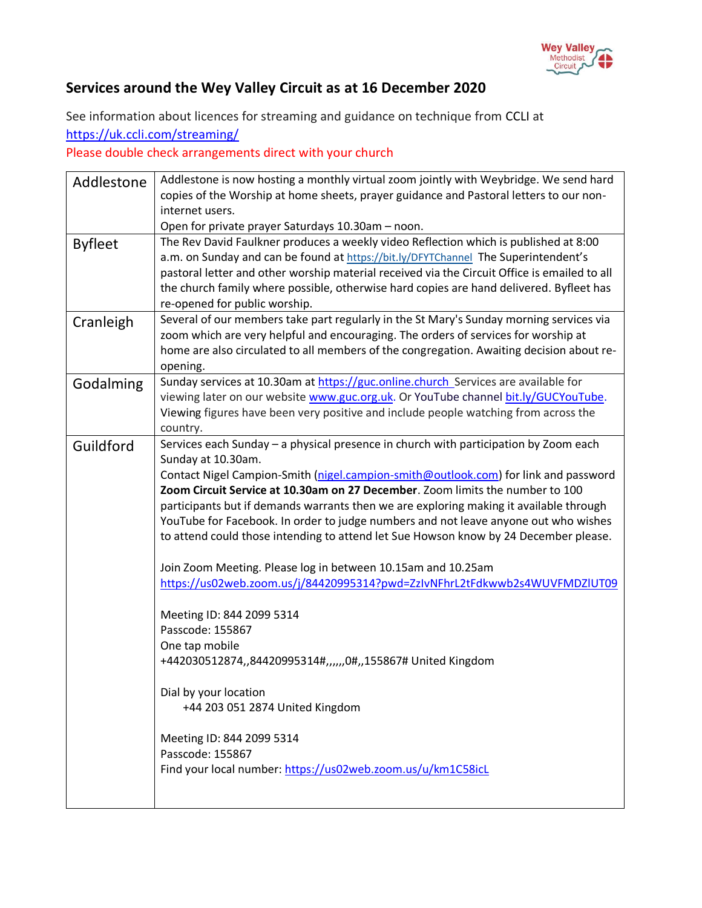## Services around the Wey Valley Circuit as at 16 December 2020

See information about licences for streaming and guidance on technique from CCLI at https://uk.ccli.com/streaming/

Please double check arrangements direct with your church

| | |
|---|---|
| Addlestone | Addlestone is now hosting a monthly virtual zoom jointly with Weybridge. We send hard copies of the Worship at home sheets, prayer guidance and Pastoral letters to our non-internet users.<br>Open for private prayer Saturdays 10.30am – noon. |
| Byfleet | The Rev David Faulkner produces a weekly video Reflection which is published at 8:00 a.m. on Sunday and can be found at https://bit.ly/DFYTChannel The Superintendent's pastoral letter and other worship material received via the Circuit Office is emailed to all the church family where possible, otherwise hard copies are hand delivered. Byfleet has re-opened for public worship. |
| Cranleigh | Several of our members take part regularly in the St Mary's Sunday morning services via zoom which are very helpful and encouraging. The orders of services for worship at home are also circulated to all members of the congregation. Awaiting decision about re-opening. |
| Godalming | Sunday services at 10.30am at https://guc.online.church Services are available for viewing later on our website www.guc.org.uk. Or YouTube channel bit.ly/GUCYouTube. Viewing figures have been very positive and include people watching from across the country. |
| Guildford | Services each Sunday – a physical presence in church with participation by Zoom each Sunday at 10.30am.<br>Contact Nigel Campion-Smith (nigel.campion-smith@outlook.com) for link and password<br>**Zoom Circuit Service at 10.30am on 27 December**. Zoom limits the number to 100 participants but if demands warrants then we are exploring making it available through YouTube for Facebook. In order to judge numbers and not leave anyone out who wishes to attend could those intending to attend let Sue Howson know by 24 December please.<br><br>Join Zoom Meeting. Please log in between 10.15am and 10.25am<br>https://us02web.zoom.us/j/84420995314?pwd=ZzIvNFhrL2tFdkwwb2s4WUVFMDZlUT09<br><br>Meeting ID: 844 2099 5314<br>Passcode: 155867<br>One tap mobile<br>+442030512874,,84420995314#,,,,,,0#,,155867# United Kingdom<br><br>Dial by your location<br>+44 203 051 2874 United Kingdom<br><br>Meeting ID: 844 2099 5314<br>Passcode: 155867<br>Find your local number: https://us02web.zoom.us/u/km1C58icL |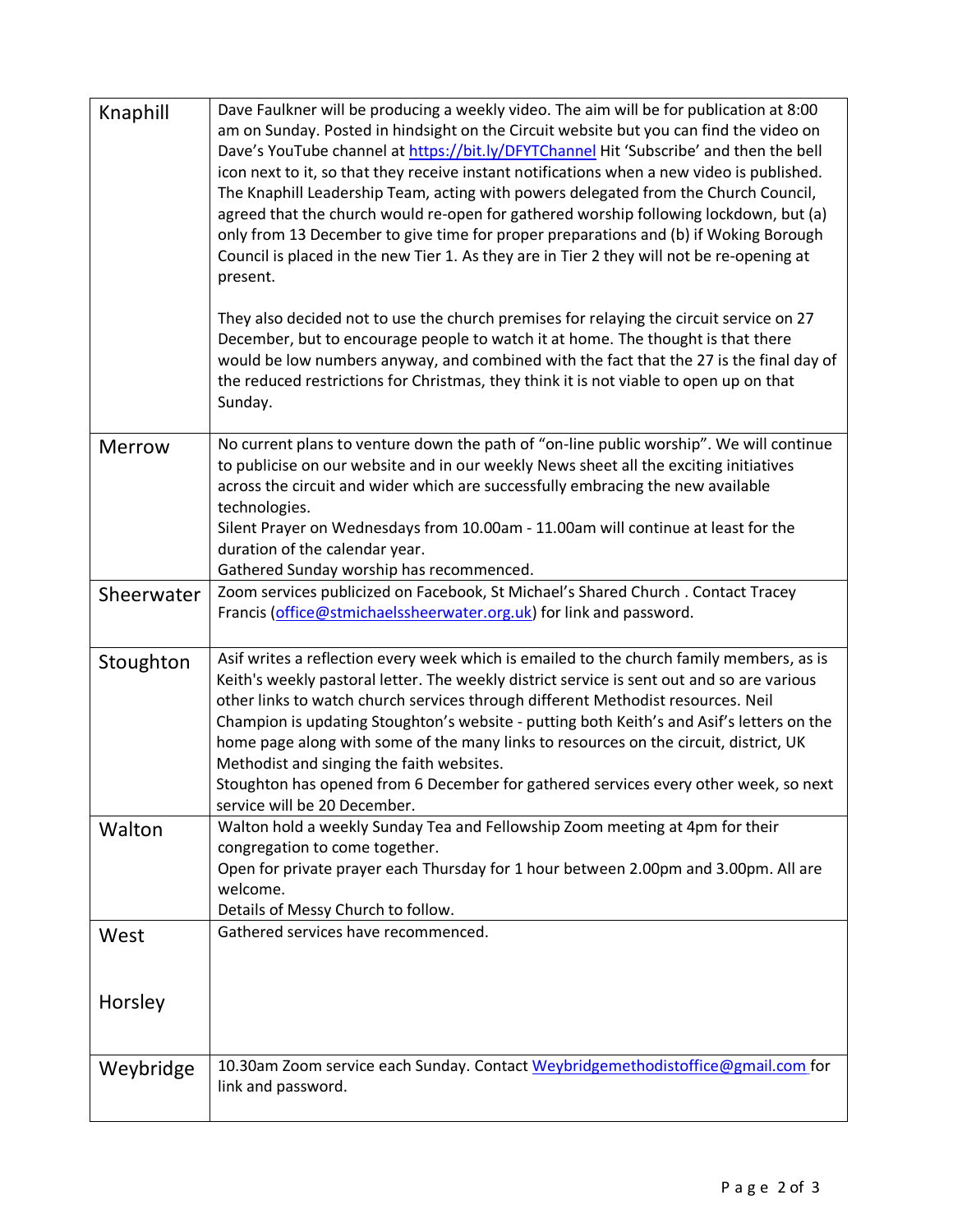| | |
|---|---|
| Knaphill | Dave Faulkner will be producing a weekly video. The aim will be for publication at 8:00 am on Sunday. Posted in hindsight on the Circuit website but you can find the video on Dave's YouTube channel at https://bit.ly/DFYTChannel Hit 'Subscribe' and then the bell icon next to it, so that they receive instant notifications when a new video is published. The Knaphill Leadership Team, acting with powers delegated from the Church Council, agreed that the church would re-open for gathered worship following lockdown, but (a) only from 13 December to give time for proper preparations and (b) if Woking Borough Council is placed in the new Tier 1. As they are in Tier 2 they will not be re-opening at present.<br><br>They also decided not to use the church premises for relaying the circuit service on 27 December, but to encourage people to watch it at home. The thought is that there would be low numbers anyway, and combined with the fact that the 27 is the final day of the reduced restrictions for Christmas, they think it is not viable to open up on that Sunday. |
| Merrow | No current plans to venture down the path of "on-line public worship". We will continue to publicise on our website and in our weekly News sheet all the exciting initiatives across the circuit and wider which are successfully embracing the new available technologies.<br>Silent Prayer on Wednesdays from 10.00am - 11.00am will continue at least for the duration of the calendar year.<br>Gathered Sunday worship has recommenced. |
| Sheerwater | Zoom services publicized on Facebook, St Michael's Shared Church . Contact Tracey Francis (office@stmichaelssheerwater.org.uk) for link and password. |
| Stoughton | Asif writes a reflection every week which is emailed to the church family members, as is Keith's weekly pastoral letter. The weekly district service is sent out and so are various other links to watch church services through different Methodist resources. Neil Champion is updating Stoughton's website - putting both Keith's and Asif's letters on the home page along with some of the many links to resources on the circuit, district, UK Methodist and singing the faith websites.<br>Stoughton has opened from 6 December for gathered services every other week, so next service will be 20 December. |
| Walton | Walton hold a weekly Sunday Tea and Fellowship Zoom meeting at 4pm for their congregation to come together.<br>Open for private prayer each Thursday for 1 hour between 2.00pm and 3.00pm. All are welcome.<br>Details of Messy Church to follow. |
| West Horsley | Gathered services have recommenced. |
| Weybridge | 10.30am Zoom service each Sunday. Contact Weybridgemethodistoffice@gmail.com for link and password. |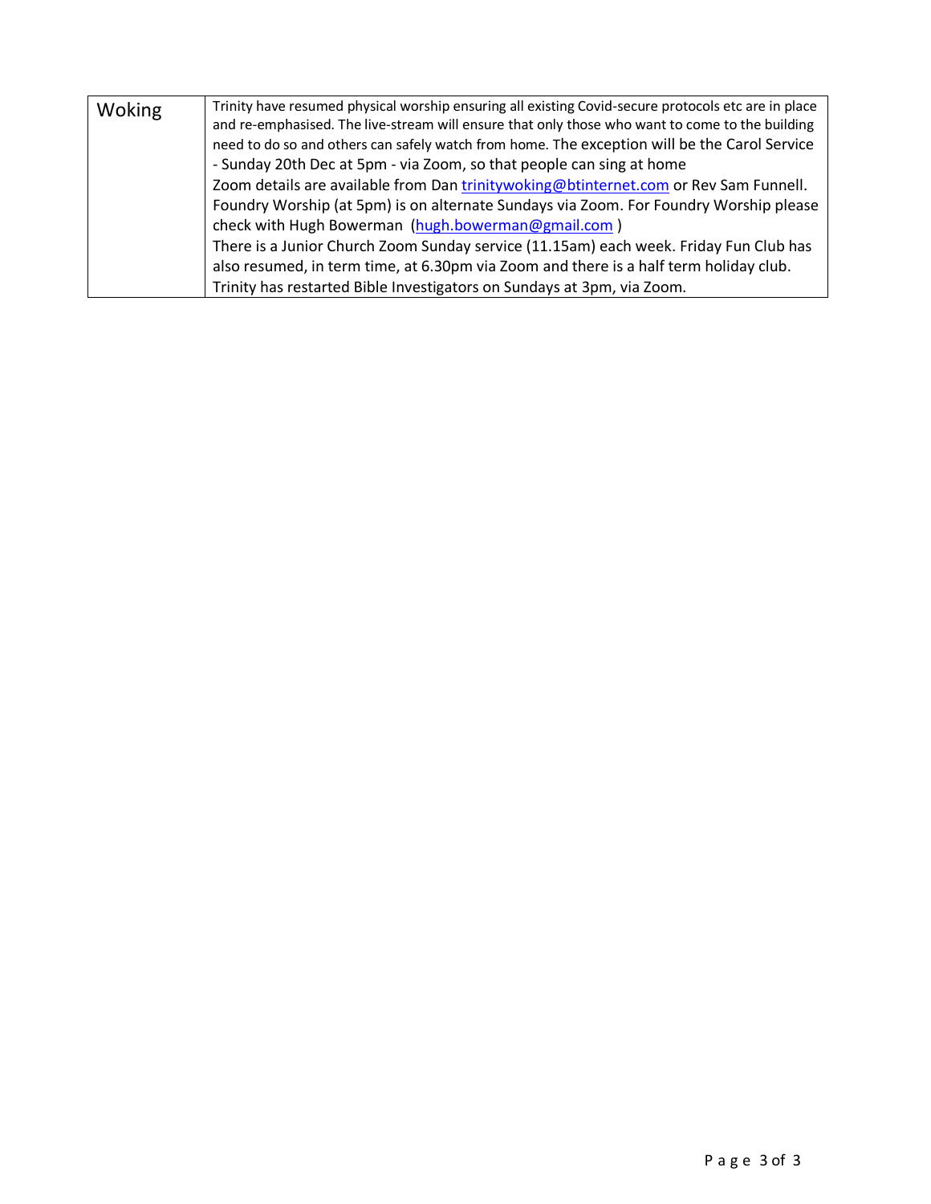| | |
|---|---|
| Woking | Trinity have resumed physical worship ensuring all existing Covid-secure protocols etc are in place and re-emphasised. The live-stream will ensure that only those who want to come to the building need to do so and others can safely watch from home. The exception will be the Carol Service - Sunday 20th Dec at 5pm - via Zoom, so that people can sing at home<br>Zoom details are available from Dan trinitywoking@btinternet.com or Rev Sam Funnell.<br>Foundry Worship (at 5pm) is on alternate Sundays via Zoom. For Foundry Worship please check with Hugh Bowerman (hugh.bowerman@gmail.com )<br>There is a Junior Church Zoom Sunday service (11.15am) each week. Friday Fun Club has also resumed, in term time, at 6.30pm via Zoom and there is a half term holiday club.<br>Trinity has restarted Bible Investigators on Sundays at 3pm, via Zoom. |